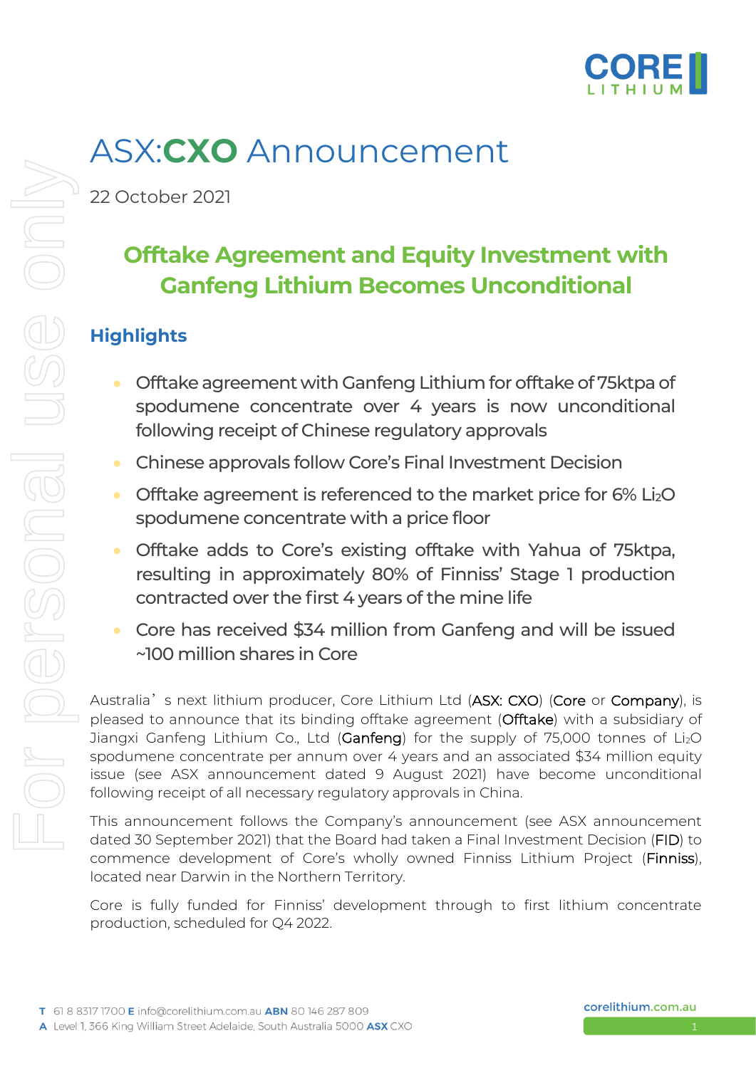# ASX:CXO Announcement

22 October 2021

## Offtake Agreement and Equity Investment with Ganfeng Lithium Becomes Unconditional

### Highlights

- Offtake agreement with Ganfeng Lithium for offtake of 75ktpa of spodumene concentrate over 4 years is now unconditional following receipt of Chinese regulatory approvals
- Chinese approvals follow Core's Final Investment Decision
- Offtake agreement is referenced to the market price for 6% $Li_2O$ spodumene concentrate with a price floor
- Offtake adds to Core's existing offtake with Yahua of 75ktpa, resulting in approximately 80% of Finniss' Stage 1 production contracted over the first 4 years of the mine life
- Core has received $34 million from Ganfeng and will be issued ~100 million shares in Core

Australia's next lithium producer, Core Lithium Ltd (**ASX: CXO**) (**Core** or **Company**), is pleased to announce that its binding offtake agreement (**Offtake**) with a subsidiary of Jiangxi Ganfeng Lithium Co., Ltd (**Ganfeng**) for the supply of 75,000 tonnes of $Li_2O$ spodumene concentrate per annum over 4 years and an associated $34 million equity issue (see ASX announcement dated 9 August 2021) have become unconditional following receipt of all necessary regulatory approvals in China.

This announcement follows the Company's announcement (see ASX announcement dated 30 September 2021) that the Board had taken a Final Investment Decision (**FID**) to commence development of Core's wholly owned Finniss Lithium Project (**Finniss**), located near Darwin in the Northern Territory.

Core is fully funded for Finniss' development through to first lithium concentrate production, scheduled for Q4 2022.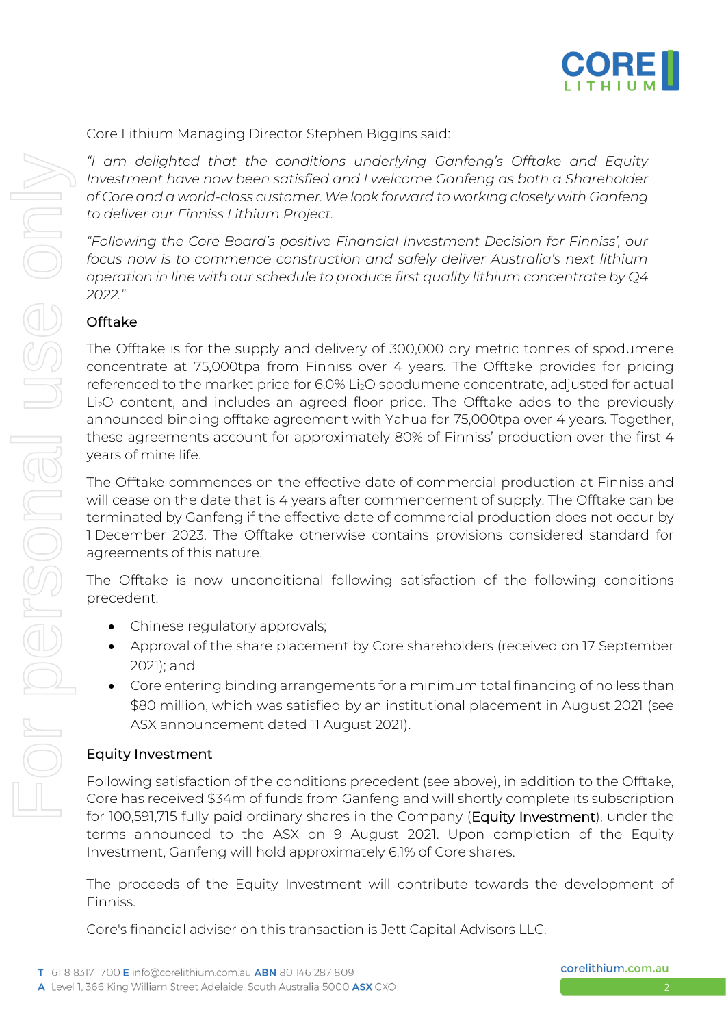Core Lithium Managing Director Stephen Biggins said:

*"I am delighted that the conditions underlying Ganfeng's Offtake and Equity Investment have now been satisfied and I welcome Ganfeng as both a Shareholder of Core and a world-class customer. We look forward to working closely with Ganfeng to deliver our Finniss Lithium Project.*

*"Following the Core Board's positive Financial Investment Decision for Finniss', our focus now is to commence construction and safely deliver Australia's next lithium operation in line with our schedule to produce first quality lithium concentrate by Q4 2022."*

## Offtake

The Offtake is for the supply and delivery of 300,000 dry metric tonnes of spodumene concentrate at 75,000tpa from Finniss over 4 years. The Offtake provides for pricing referenced to the market price for 6.0% $Li_2O$ spodumene concentrate, adjusted for actual $Li_2O$ content, and includes an agreed floor price. The Offtake adds to the previously announced binding offtake agreement with Yahua for 75,000tpa over 4 years. Together, these agreements account for approximately 80% of Finniss' production over the first 4 years of mine life.

The Offtake commences on the effective date of commercial production at Finniss and will cease on the date that is 4 years after commencement of supply. The Offtake can be terminated by Ganfeng if the effective date of commercial production does not occur by 1 December 2023. The Offtake otherwise contains provisions considered standard for agreements of this nature.

The Offtake is now unconditional following satisfaction of the following conditions precedent:

- Chinese regulatory approvals;
- Approval of the share placement by Core shareholders (received on 17 September 2021); and
- Core entering binding arrangements for a minimum total financing of no less than $80 million, which was satisfied by an institutional placement in August 2021 (see ASX announcement dated 11 August 2021).

## Equity Investment

Following satisfaction of the conditions precedent (see above), in addition to the Offtake, Core has received $34m of funds from Ganfeng and will shortly complete its subscription for 100,591,715 fully paid ordinary shares in the Company (Equity Investment), under the terms announced to the ASX on 9 August 2021. Upon completion of the Equity Investment, Ganfeng will hold approximately 6.1% of Core shares.

The proceeds of the Equity Investment will contribute towards the development of Finniss.

Core's financial adviser on this transaction is Jett Capital Advisors LLC.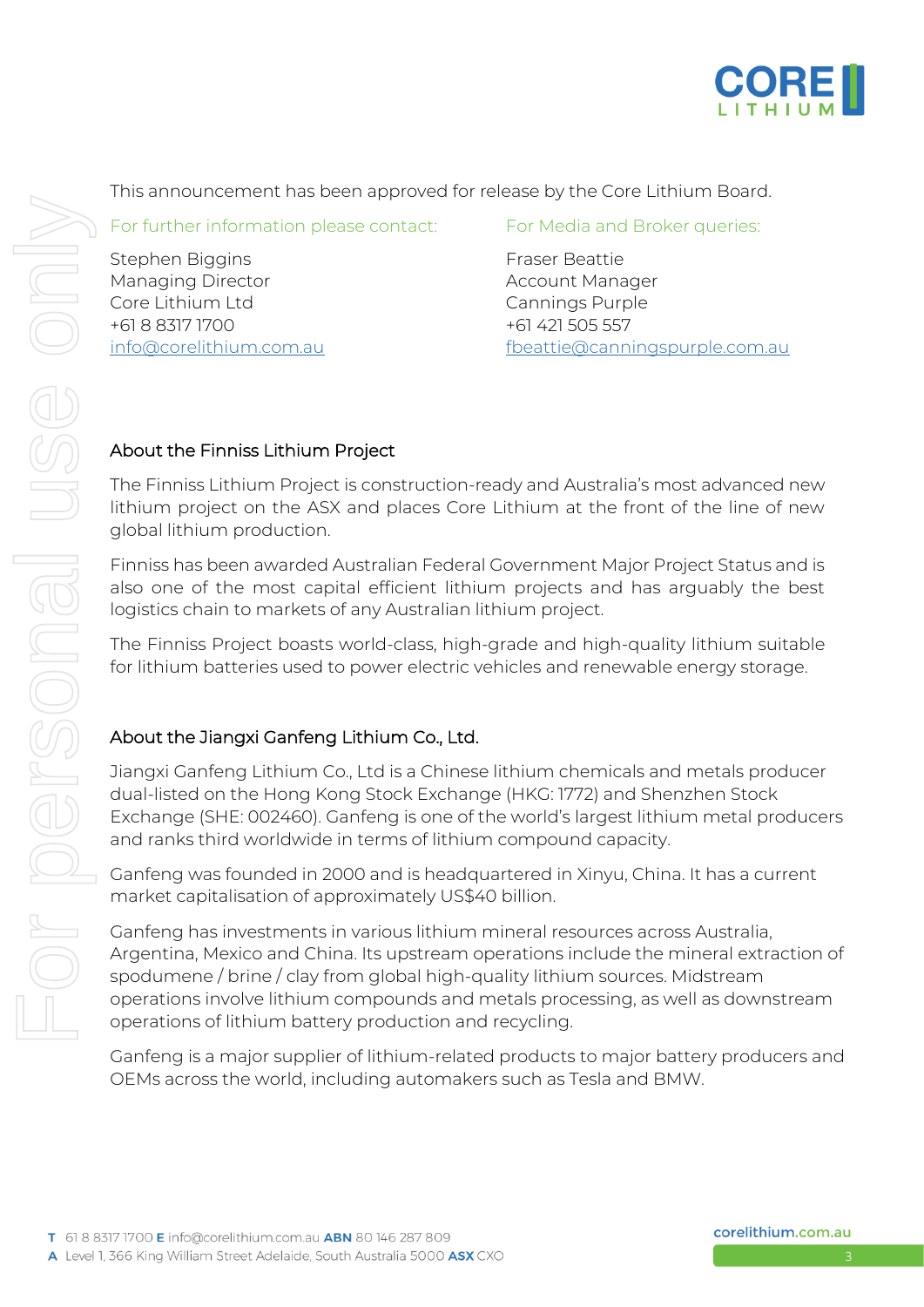This announcement has been approved for release by the Core Lithium Board.

For further information please contact:

Stephen Biggins
Managing Director
Core Lithium Ltd
+61 8 8317 1700
info@corelithium.com.au

For Media and Broker queries:

Fraser Beattie
Account Manager
Cannings Purple
+61 421 505 557
fbeattie@canningspurple.com.au

## About the Finniss Lithium Project

The Finniss Lithium Project is construction-ready and Australia's most advanced new lithium project on the ASX and places Core Lithium at the front of the line of new global lithium production.

Finniss has been awarded Australian Federal Government Major Project Status and is also one of the most capital efficient lithium projects and has arguably the best logistics chain to markets of any Australian lithium project.

The Finniss Project boasts world-class, high-grade and high-quality lithium suitable for lithium batteries used to power electric vehicles and renewable energy storage.

## About the Jiangxi Ganfeng Lithium Co., Ltd.

Jiangxi Ganfeng Lithium Co., Ltd is a Chinese lithium chemicals and metals producer dual-listed on the Hong Kong Stock Exchange (HKG: 1772) and Shenzhen Stock Exchange (SHE: 002460). Ganfeng is one of the world's largest lithium metal producers and ranks third worldwide in terms of lithium compound capacity.

Ganfeng was founded in 2000 and is headquartered in Xinyu, China. It has a current market capitalisation of approximately US$40 billion.

Ganfeng has investments in various lithium mineral resources across Australia, Argentina, Mexico and China. Its upstream operations include the mineral extraction of spodumene / brine / clay from global high-quality lithium sources. Midstream operations involve lithium compounds and metals processing, as well as downstream operations of lithium battery production and recycling.

Ganfeng is a major supplier of lithium-related products to major battery producers and OEMs across the world, including automakers such as Tesla and BMW.